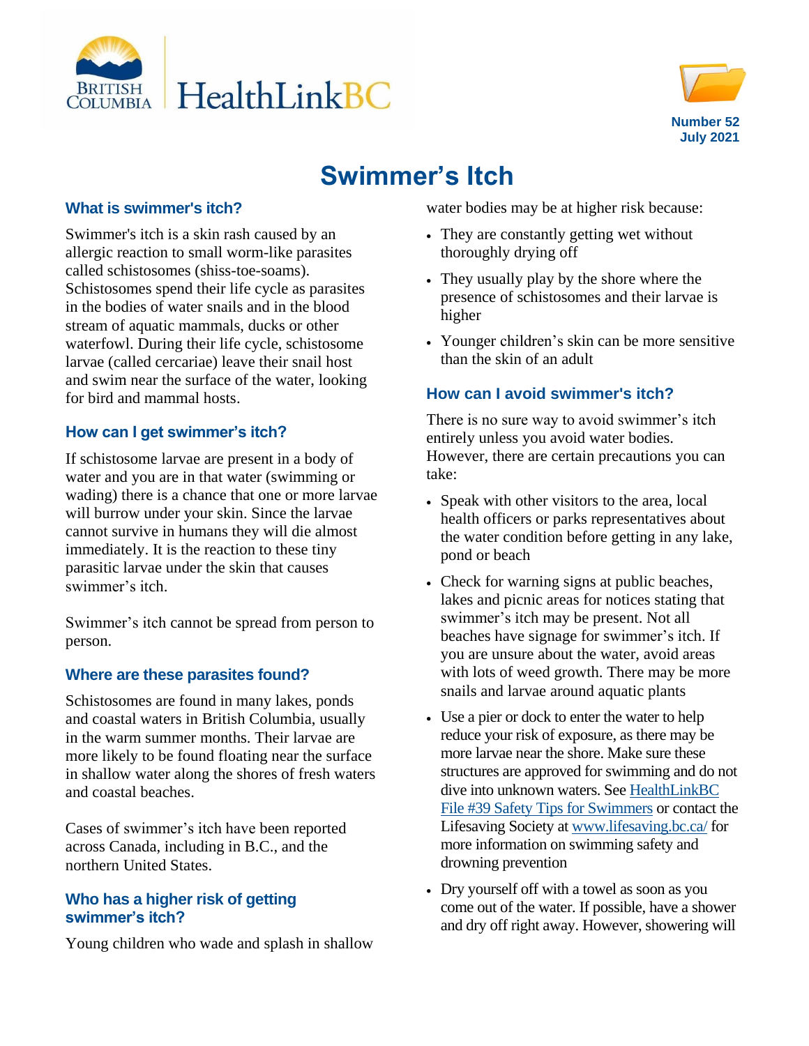HealthLinkBC

Number 52
July 2021

# Swimmer's Itch

## What is swimmer's itch?

Swimmer's itch is a skin rash caused by an allergic reaction to small worm-like parasites called schistosomes (shiss-toe-soams). Schistosomes spend their life cycle as parasites in the bodies of water snails and in the blood stream of aquatic mammals, ducks or other waterfowl. During their life cycle, schistosome larvae (called cercariae) leave their snail host and swim near the surface of the water, looking for bird and mammal hosts.

## How can I get swimmer's itch?

If schistosome larvae are present in a body of water and you are in that water (swimming or wading) there is a chance that one or more larvae will burrow under your skin. Since the larvae cannot survive in humans they will die almost immediately. It is the reaction to these tiny parasitic larvae under the skin that causes swimmer's itch.

Swimmer's itch cannot be spread from person to person.

## Where are these parasites found?

Schistosomes are found in many lakes, ponds and coastal waters in British Columbia, usually in the warm summer months. Their larvae are more likely to be found floating near the surface in shallow water along the shores of fresh waters and coastal beaches.

Cases of swimmer's itch have been reported across Canada, including in B.C., and the northern United States.

## Who has a higher risk of getting swimmer's itch?

Young children who wade and splash in shallow water bodies may be at higher risk because:

- They are constantly getting wet without thoroughly drying off
- They usually play by the shore where the presence of schistosomes and their larvae is higher
- Younger children's skin can be more sensitive than the skin of an adult

## How can I avoid swimmer's itch?

There is no sure way to avoid swimmer's itch entirely unless you avoid water bodies. However, there are certain precautions you can take:

- Speak with other visitors to the area, local health officers or parks representatives about the water condition before getting in any lake, pond or beach
- Check for warning signs at public beaches, lakes and picnic areas for notices stating that swimmer's itch may be present. Not all beaches have signage for swimmer's itch. If you are unsure about the water, avoid areas with lots of weed growth. There may be more snails and larvae around aquatic plants
- Use a pier or dock to enter the water to help reduce your risk of exposure, as there may be more larvae near the shore. Make sure these structures are approved for swimming and do not dive into unknown waters. See HealthLinkBC File #39 Safety Tips for Swimmers or contact the Lifesaving Society at www.lifesaving.bc.ca/ for more information on swimming safety and drowning prevention
- Dry yourself off with a towel as soon as you come out of the water. If possible, have a shower and dry off right away. However, showering will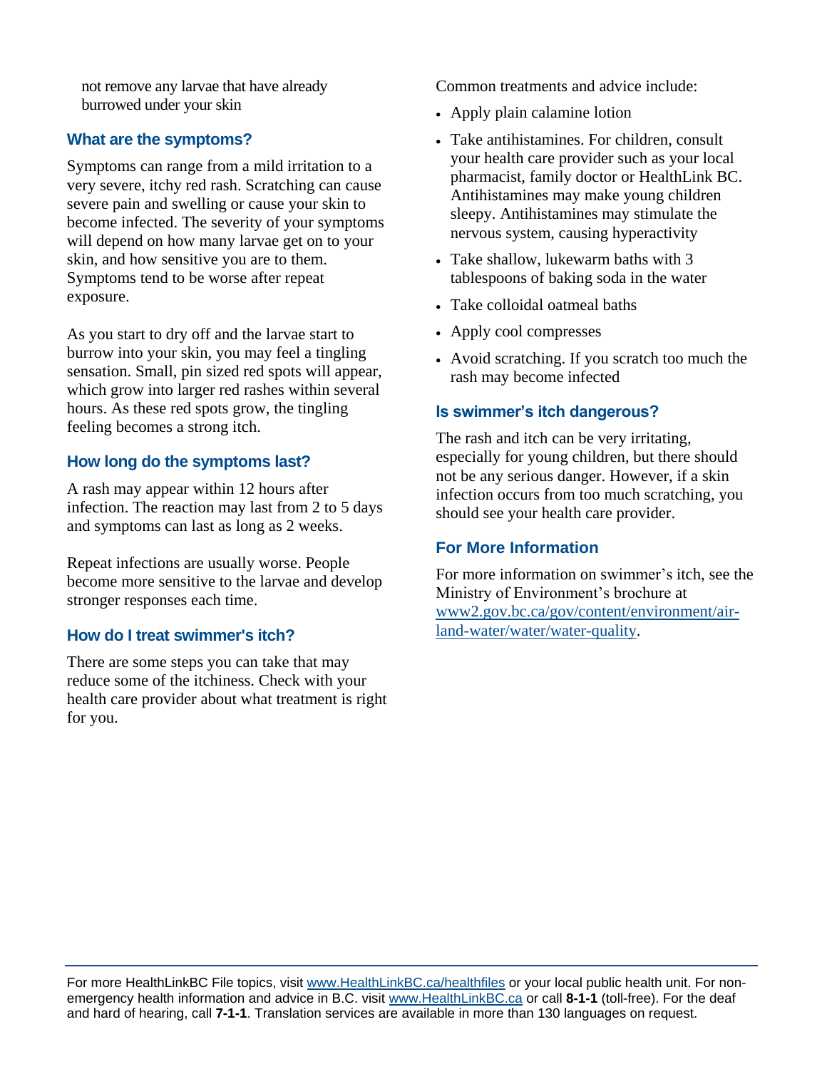not remove any larvae that have already burrowed under your skin

## What are the symptoms?

Symptoms can range from a mild irritation to a very severe, itchy red rash. Scratching can cause severe pain and swelling or cause your skin to become infected. The severity of your symptoms will depend on how many larvae get on to your skin, and how sensitive you are to them. Symptoms tend to be worse after repeat exposure.

As you start to dry off and the larvae start to burrow into your skin, you may feel a tingling sensation. Small, pin sized red spots will appear, which grow into larger red rashes within several hours. As these red spots grow, the tingling feeling becomes a strong itch.

## How long do the symptoms last?

A rash may appear within 12 hours after infection. The reaction may last from 2 to 5 days and symptoms can last as long as 2 weeks.

Repeat infections are usually worse. People become more sensitive to the larvae and develop stronger responses each time.

## How do I treat swimmer's itch?

There are some steps you can take that may reduce some of the itchiness. Check with your health care provider about what treatment is right for you.

Common treatments and advice include:

- Apply plain calamine lotion
- Take antihistamines. For children, consult your health care provider such as your local pharmacist, family doctor or HealthLink BC. Antihistamines may make young children sleepy. Antihistamines may stimulate the nervous system, causing hyperactivity
- Take shallow, lukewarm baths with 3 tablespoons of baking soda in the water
- Take colloidal oatmeal baths
- Apply cool compresses
- Avoid scratching. If you scratch too much the rash may become infected

## Is swimmer's itch dangerous?

The rash and itch can be very irritating, especially for young children, but there should not be any serious danger. However, if a skin infection occurs from too much scratching, you should see your health care provider.

## For More Information

For more information on swimmer's itch, see the Ministry of Environment's brochure at [www2.gov.bc.ca/gov/content/environment/air-land-water/water/water-quality](www2.gov.bc.ca/gov/content/environment/air-land-water/water/water-quality).

For more HealthLinkBC File topics, visit [www.HealthLinkBC.ca/healthfiles](www.HealthLinkBC.ca/healthfiles) or your local public health unit. For non-emergency health information and advice in B.C. visit [www.HealthLinkBC.ca](www.HealthLinkBC.ca) or call **8-1-1** (toll-free). For the deaf and hard of hearing, call **7-1-1**. Translation services are available in more than 130 languages on request.